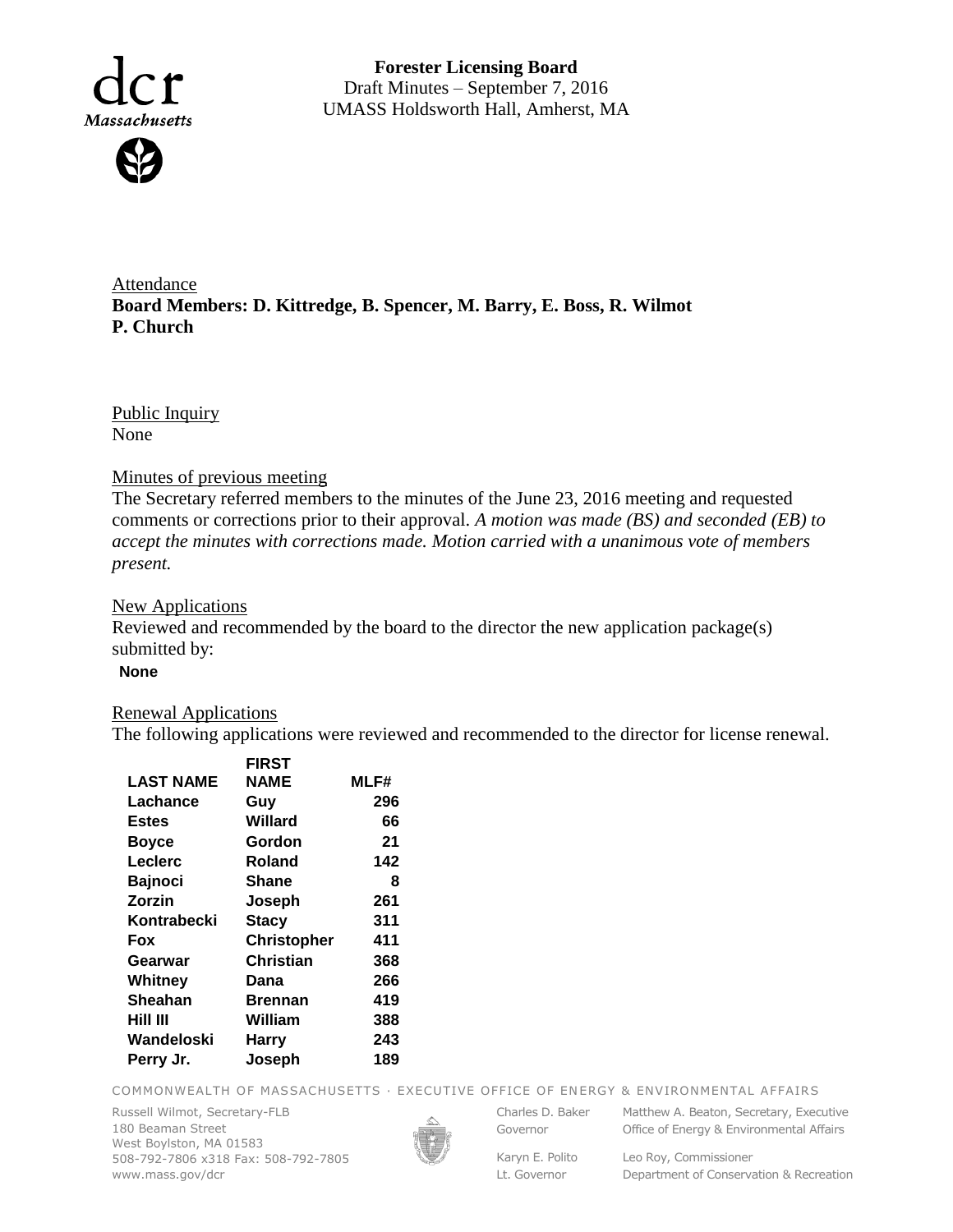**Forester Licensing Board**
Draft Minutes – September 7, 2016
UMASS Holdsworth Hall, Amherst, MA

## Attendance

**Board Members: D. Kittredge, B. Spencer, M. Barry, E. Boss, R. Wilmot P. Church**

## Public Inquiry

None

## Minutes of previous meeting

The Secretary referred members to the minutes of the June 23, 2016 meeting and requested comments or corrections prior to their approval. *A motion was made (BS) and seconded (EB) to accept the minutes with corrections made. Motion carried with a unanimous vote of members present.*

## New Applications

Reviewed and recommended by the board to the director the new application package(s) submitted by:

**None**

## Renewal Applications

The following applications were reviewed and recommended to the director for license renewal.

| LAST NAME | FIRST NAME | MLF# |
|---|---|---|
| Lachance | Guy | 296 |
| Estes | Willard | 66 |
| Boyce | Gordon | 21 |
| Leclerc | Roland | 142 |
| Bajnoci | Shane | 8 |
| Zorzin | Joseph | 261 |
| Kontrabecki | Stacy | 311 |
| Fox | Christopher | 411 |
| Gearwar | Christian | 368 |
| Whitney | Dana | 266 |
| Sheahan | Brennan | 419 |
| Hill III | William | 388 |
| Wandeloski | Harry | 243 |
| Perry Jr. | Joseph | 189 |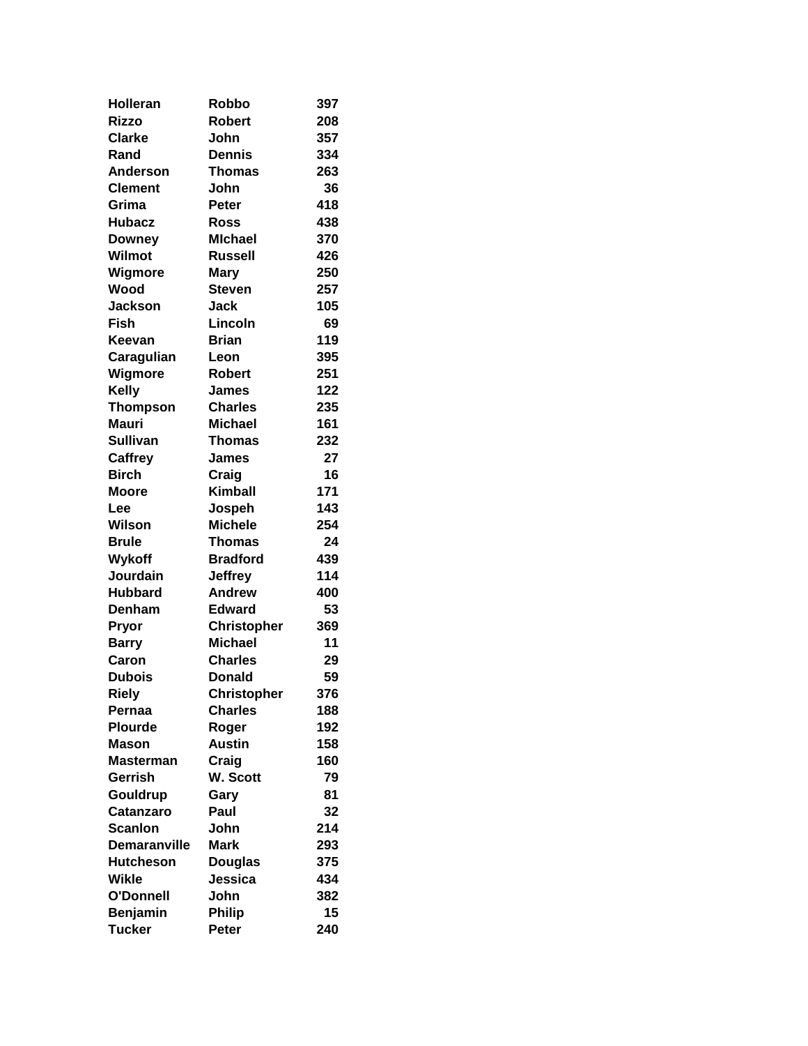| Holleran | Robbo | 397 |
|---|---|---|
| Rizzo | Robert | 208 |
| Clarke | John | 357 |
| Rand | Dennis | 334 |
| Anderson | Thomas | 263 |
| Clement | John | 36 |
| Grima | Peter | 418 |
| Hubacz | Ross | 438 |
| Downey | MIchael | 370 |
| Wilmot | Russell | 426 |
| Wigmore | Mary | 250 |
| Wood | Steven | 257 |
| Jackson | Jack | 105 |
| Fish | Lincoln | 69 |
| Keevan | Brian | 119 |
| Caragulian | Leon | 395 |
| Wigmore | Robert | 251 |
| Kelly | James | 122 |
| Thompson | Charles | 235 |
| Mauri | Michael | 161 |
| Sullivan | Thomas | 232 |
| Caffrey | James | 27 |
| Birch | Craig | 16 |
| Moore | Kimball | 171 |
| Lee | Jospeh | 143 |
| Wilson | Michele | 254 |
| Brule | Thomas | 24 |
| Wykoff | Bradford | 439 |
| Jourdain | Jeffrey | 114 |
| Hubbard | Andrew | 400 |
| Denham | Edward | 53 |
| Pryor | Christopher | 369 |
| Barry | Michael | 11 |
| Caron | Charles | 29 |
| Dubois | Donald | 59 |
| Riely | Christopher | 376 |
| Pernaa | Charles | 188 |
| Plourde | Roger | 192 |
| Mason | Austin | 158 |
| Masterman | Craig | 160 |
| Gerrish | W. Scott | 79 |
| Gouldrup | Gary | 81 |
| Catanzaro | Paul | 32 |
| Scanlon | John | 214 |
| Demaranville | Mark | 293 |
| Hutcheson | Douglas | 375 |
| Wikle | Jessica | 434 |
| O'Donnell | John | 382 |
| Benjamin | Philip | 15 |
| Tucker | Peter | 240 |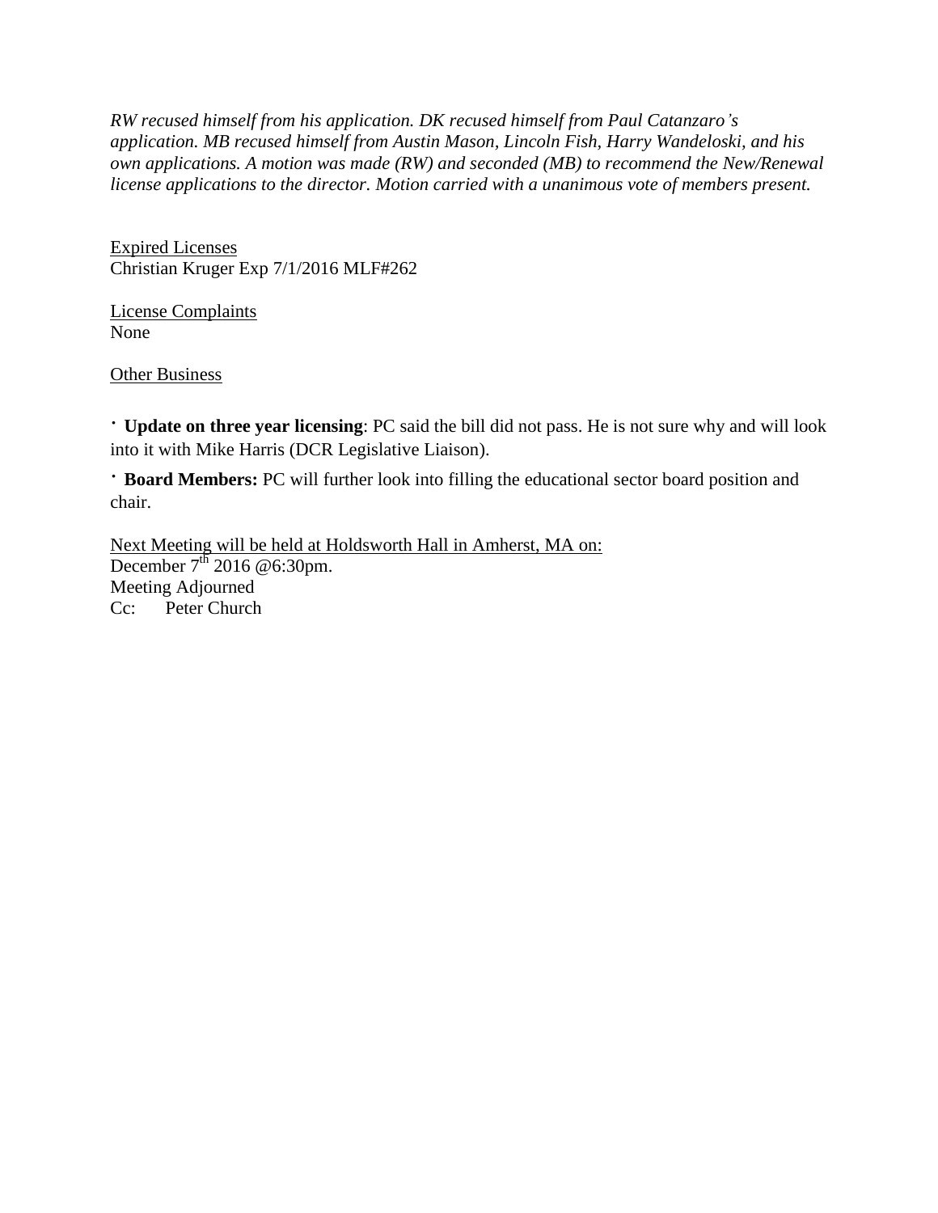*RW recused himself from his application. DK recused himself from Paul Catanzaro's application. MB recused himself from Austin Mason, Lincoln Fish, Harry Wandeloski, and his own applications. A motion was made (RW) and seconded (MB) to recommend the New/Renewal license applications to the director. Motion carried with a unanimous vote of members present.*

<u>Expired Licenses</u>
Christian Kruger Exp 7/1/2016 MLF#262

<u>License Complaints</u>
None

<u>Other Business</u>

- **Update on three year licensing**: PC said the bill did not pass. He is not sure why and will look into it with Mike Harris (DCR Legislative Liaison).
- **Board Members:** PC will further look into filling the educational sector board position and chair.

<u>Next Meeting will be held at Holdsworth Hall in Amherst, MA on:</u>
December 7th 2016 @6:30pm.
Meeting Adjourned
Cc: Peter Church